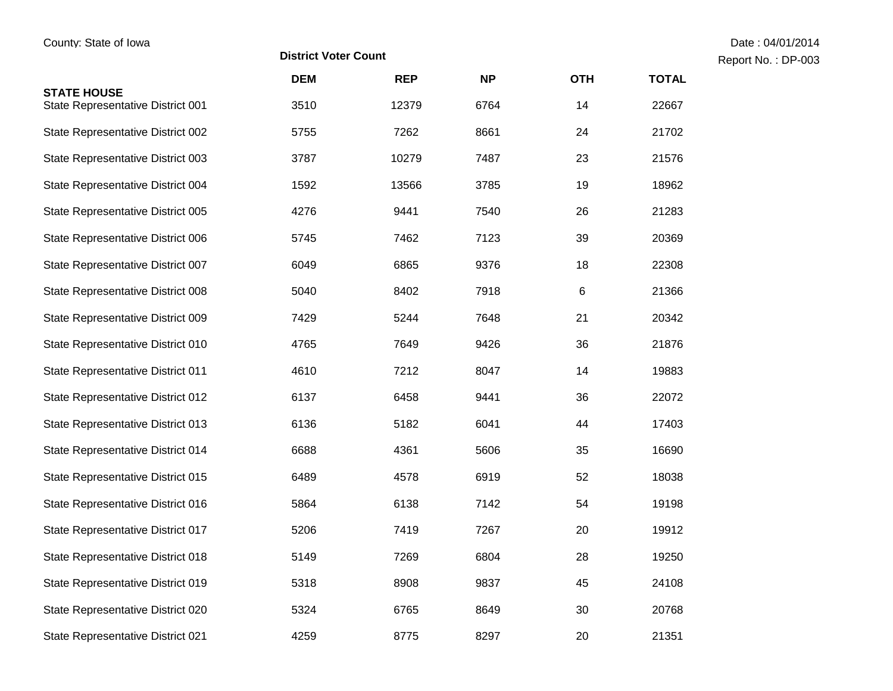County: State of Iowa

Date : 04/01/2014

Report No. : DP-003

## District Voter Count

| | DEM | REP | NP | OTH | TOTAL |
|---|---|---|---|---|---|
| **STATE HOUSE** | | | | | |
| State Representative District 001 | 3510 | 12379 | 6764 | 14 | 22667 |
| State Representative District 002 | 5755 | 7262 | 8661 | 24 | 21702 |
| State Representative District 003 | 3787 | 10279 | 7487 | 23 | 21576 |
| State Representative District 004 | 1592 | 13566 | 3785 | 19 | 18962 |
| State Representative District 005 | 4276 | 9441 | 7540 | 26 | 21283 |
| State Representative District 006 | 5745 | 7462 | 7123 | 39 | 20369 |
| State Representative District 007 | 6049 | 6865 | 9376 | 18 | 22308 |
| State Representative District 008 | 5040 | 8402 | 7918 | 6 | 21366 |
| State Representative District 009 | 7429 | 5244 | 7648 | 21 | 20342 |
| State Representative District 010 | 4765 | 7649 | 9426 | 36 | 21876 |
| State Representative District 011 | 4610 | 7212 | 8047 | 14 | 19883 |
| State Representative District 012 | 6137 | 6458 | 9441 | 36 | 22072 |
| State Representative District 013 | 6136 | 5182 | 6041 | 44 | 17403 |
| State Representative District 014 | 6688 | 4361 | 5606 | 35 | 16690 |
| State Representative District 015 | 6489 | 4578 | 6919 | 52 | 18038 |
| State Representative District 016 | 5864 | 6138 | 7142 | 54 | 19198 |
| State Representative District 017 | 5206 | 7419 | 7267 | 20 | 19912 |
| State Representative District 018 | 5149 | 7269 | 6804 | 28 | 19250 |
| State Representative District 019 | 5318 | 8908 | 9837 | 45 | 24108 |
| State Representative District 020 | 5324 | 6765 | 8649 | 30 | 20768 |
| State Representative District 021 | 4259 | 8775 | 8297 | 20 | 21351 |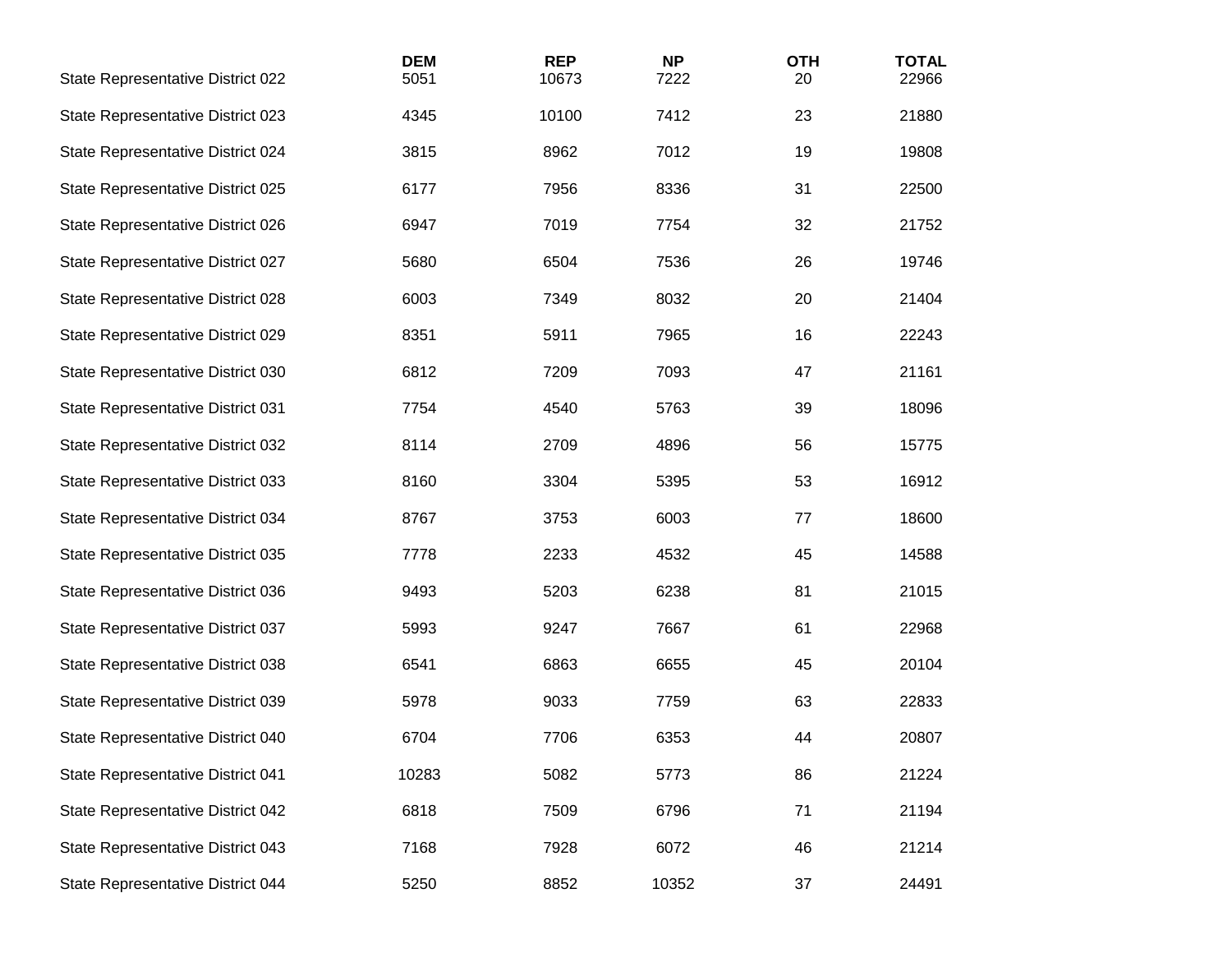| | DEM | REP | NP | OTH | TOTAL |
|---|---|---|---|---|---|
| State Representative District 022 | 5051 | 10673 | 7222 | 20 | 22966 |
| State Representative District 023 | 4345 | 10100 | 7412 | 23 | 21880 |
| State Representative District 024 | 3815 | 8962 | 7012 | 19 | 19808 |
| State Representative District 025 | 6177 | 7956 | 8336 | 31 | 22500 |
| State Representative District 026 | 6947 | 7019 | 7754 | 32 | 21752 |
| State Representative District 027 | 5680 | 6504 | 7536 | 26 | 19746 |
| State Representative District 028 | 6003 | 7349 | 8032 | 20 | 21404 |
| State Representative District 029 | 8351 | 5911 | 7965 | 16 | 22243 |
| State Representative District 030 | 6812 | 7209 | 7093 | 47 | 21161 |
| State Representative District 031 | 7754 | 4540 | 5763 | 39 | 18096 |
| State Representative District 032 | 8114 | 2709 | 4896 | 56 | 15775 |
| State Representative District 033 | 8160 | 3304 | 5395 | 53 | 16912 |
| State Representative District 034 | 8767 | 3753 | 6003 | 77 | 18600 |
| State Representative District 035 | 7778 | 2233 | 4532 | 45 | 14588 |
| State Representative District 036 | 9493 | 5203 | 6238 | 81 | 21015 |
| State Representative District 037 | 5993 | 9247 | 7667 | 61 | 22968 |
| State Representative District 038 | 6541 | 6863 | 6655 | 45 | 20104 |
| State Representative District 039 | 5978 | 9033 | 7759 | 63 | 22833 |
| State Representative District 040 | 6704 | 7706 | 6353 | 44 | 20807 |
| State Representative District 041 | 10283 | 5082 | 5773 | 86 | 21224 |
| State Representative District 042 | 6818 | 7509 | 6796 | 71 | 21194 |
| State Representative District 043 | 7168 | 7928 | 6072 | 46 | 21214 |
| State Representative District 044 | 5250 | 8852 | 10352 | 37 | 24491 |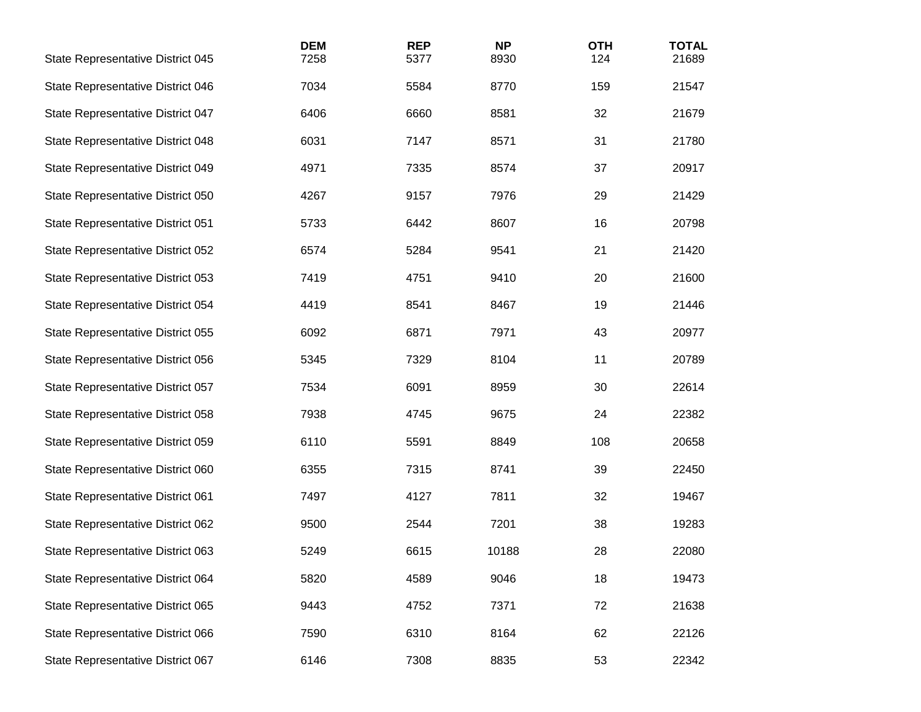|  | DEM | REP | NP | OTH | TOTAL |
|---|---|---|---|---|---|
| State Representative District 045 | 7258 | 5377 | 8930 | 124 | 21689 |
| State Representative District 046 | 7034 | 5584 | 8770 | 159 | 21547 |
| State Representative District 047 | 6406 | 6660 | 8581 | 32 | 21679 |
| State Representative District 048 | 6031 | 7147 | 8571 | 31 | 21780 |
| State Representative District 049 | 4971 | 7335 | 8574 | 37 | 20917 |
| State Representative District 050 | 4267 | 9157 | 7976 | 29 | 21429 |
| State Representative District 051 | 5733 | 6442 | 8607 | 16 | 20798 |
| State Representative District 052 | 6574 | 5284 | 9541 | 21 | 21420 |
| State Representative District 053 | 7419 | 4751 | 9410 | 20 | 21600 |
| State Representative District 054 | 4419 | 8541 | 8467 | 19 | 21446 |
| State Representative District 055 | 6092 | 6871 | 7971 | 43 | 20977 |
| State Representative District 056 | 5345 | 7329 | 8104 | 11 | 20789 |
| State Representative District 057 | 7534 | 6091 | 8959 | 30 | 22614 |
| State Representative District 058 | 7938 | 4745 | 9675 | 24 | 22382 |
| State Representative District 059 | 6110 | 5591 | 8849 | 108 | 20658 |
| State Representative District 060 | 6355 | 7315 | 8741 | 39 | 22450 |
| State Representative District 061 | 7497 | 4127 | 7811 | 32 | 19467 |
| State Representative District 062 | 9500 | 2544 | 7201 | 38 | 19283 |
| State Representative District 063 | 5249 | 6615 | 10188 | 28 | 22080 |
| State Representative District 064 | 5820 | 4589 | 9046 | 18 | 19473 |
| State Representative District 065 | 9443 | 4752 | 7371 | 72 | 21638 |
| State Representative District 066 | 7590 | 6310 | 8164 | 62 | 22126 |
| State Representative District 067 | 6146 | 7308 | 8835 | 53 | 22342 |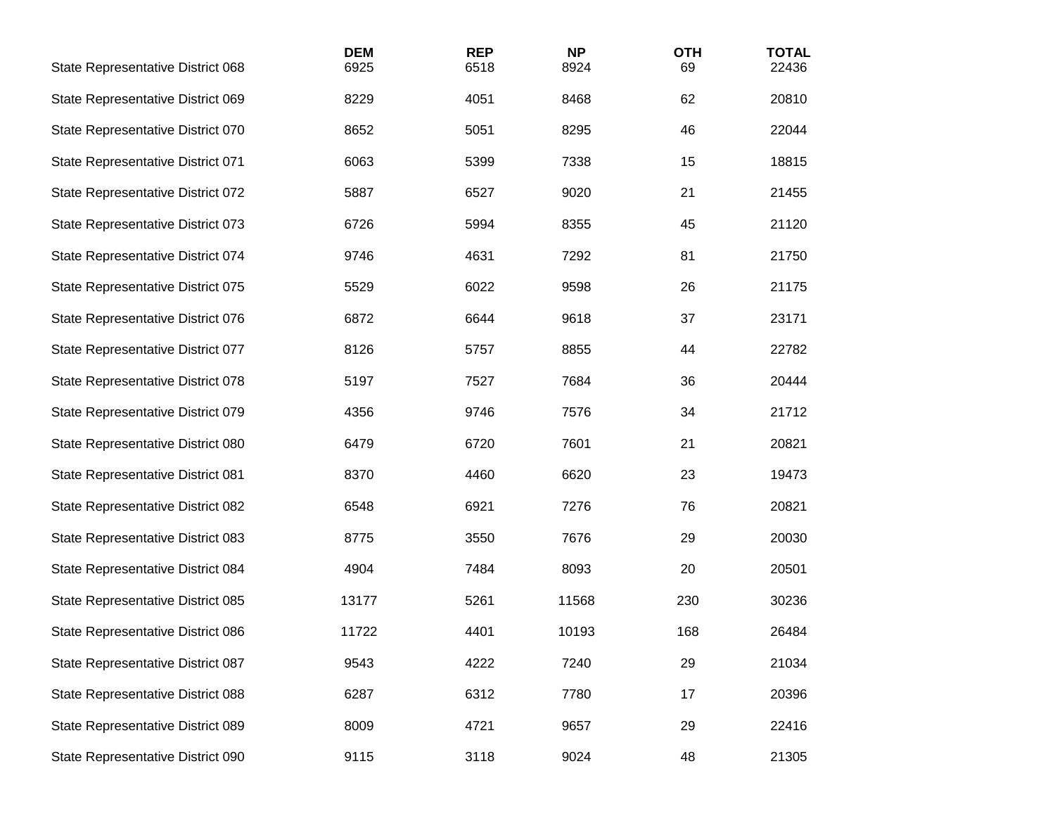|  | DEM | REP | NP | OTH | TOTAL |
|---|---|---|---|---|---|
| State Representative District 068 | 6925 | 6518 | 8924 | 69 | 22436 |
| State Representative District 069 | 8229 | 4051 | 8468 | 62 | 20810 |
| State Representative District 070 | 8652 | 5051 | 8295 | 46 | 22044 |
| State Representative District 071 | 6063 | 5399 | 7338 | 15 | 18815 |
| State Representative District 072 | 5887 | 6527 | 9020 | 21 | 21455 |
| State Representative District 073 | 6726 | 5994 | 8355 | 45 | 21120 |
| State Representative District 074 | 9746 | 4631 | 7292 | 81 | 21750 |
| State Representative District 075 | 5529 | 6022 | 9598 | 26 | 21175 |
| State Representative District 076 | 6872 | 6644 | 9618 | 37 | 23171 |
| State Representative District 077 | 8126 | 5757 | 8855 | 44 | 22782 |
| State Representative District 078 | 5197 | 7527 | 7684 | 36 | 20444 |
| State Representative District 079 | 4356 | 9746 | 7576 | 34 | 21712 |
| State Representative District 080 | 6479 | 6720 | 7601 | 21 | 20821 |
| State Representative District 081 | 8370 | 4460 | 6620 | 23 | 19473 |
| State Representative District 082 | 6548 | 6921 | 7276 | 76 | 20821 |
| State Representative District 083 | 8775 | 3550 | 7676 | 29 | 20030 |
| State Representative District 084 | 4904 | 7484 | 8093 | 20 | 20501 |
| State Representative District 085 | 13177 | 5261 | 11568 | 230 | 30236 |
| State Representative District 086 | 11722 | 4401 | 10193 | 168 | 26484 |
| State Representative District 087 | 9543 | 4222 | 7240 | 29 | 21034 |
| State Representative District 088 | 6287 | 6312 | 7780 | 17 | 20396 |
| State Representative District 089 | 8009 | 4721 | 9657 | 29 | 22416 |
| State Representative District 090 | 9115 | 3118 | 9024 | 48 | 21305 |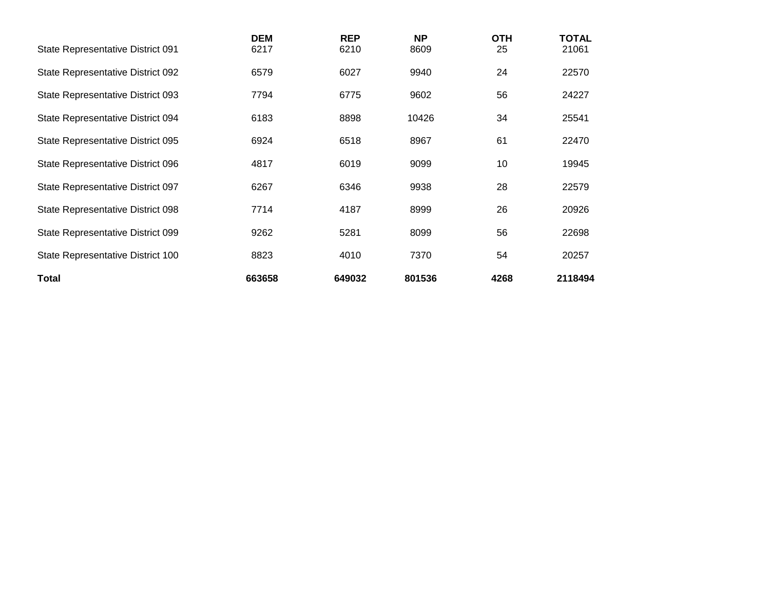| | DEM | REP | NP | OTH | TOTAL |
|---|---|---|---|---|---|
| State Representative District 091 | 6217 | 6210 | 8609 | 25 | 21061 |
| State Representative District 092 | 6579 | 6027 | 9940 | 24 | 22570 |
| State Representative District 093 | 7794 | 6775 | 9602 | 56 | 24227 |
| State Representative District 094 | 6183 | 8898 | 10426 | 34 | 25541 |
| State Representative District 095 | 6924 | 6518 | 8967 | 61 | 22470 |
| State Representative District 096 | 4817 | 6019 | 9099 | 10 | 19945 |
| State Representative District 097 | 6267 | 6346 | 9938 | 28 | 22579 |
| State Representative District 098 | 7714 | 4187 | 8999 | 26 | 20926 |
| State Representative District 099 | 9262 | 5281 | 8099 | 56 | 22698 |
| State Representative District 100 | 8823 | 4010 | 7370 | 54 | 20257 |
| **Total** | **663658** | **649032** | **801536** | **4268** | **2118494** |